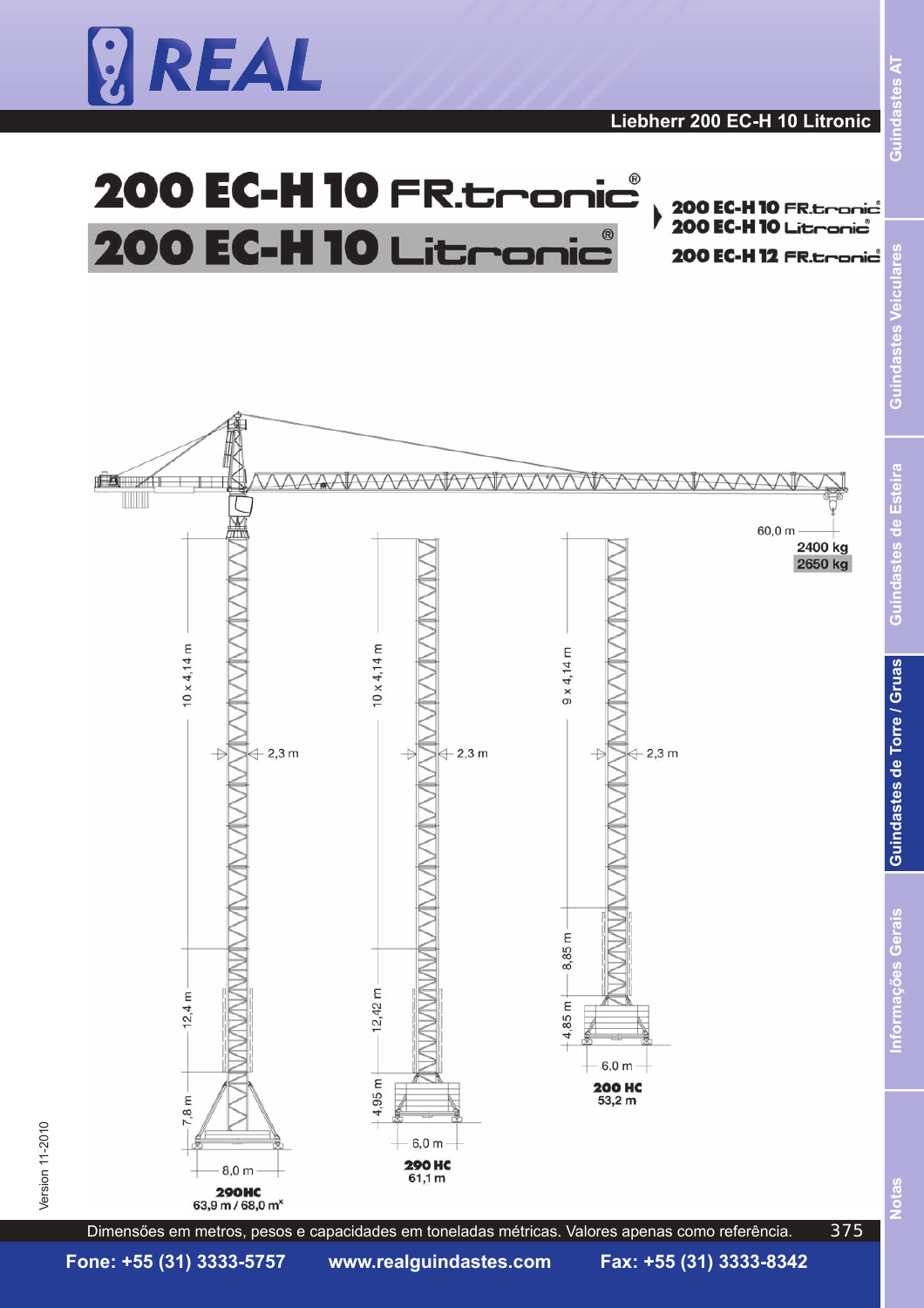# 200 EC-H 10 FR.tronic®

# 200 EC-H 10 Litronic®

200 EC-H 10 FR.tronic®
200 EC-H 10 Litronic®

200 EC-H 12 FR.tronic®

60,0 m

2400 kg

2650 kg

10 x 4,14 m

12,4 m

7,8 m

2,3 m

8,0 m

**290HC**
63,9 m / 68,0 m[x]

10 x 4,14 m

12,42 m

4,95 m

2,3 m

6,0 m

**290 HC**
61,1 m

9 x 4,14 m

8,85 m

4,85 m

2,3 m

6,0 m

**200 HC**
53,2 m

Version 11-2010

Dimensões em metros, pesos e capacidades em toneladas métricas. Valores apenas como referência.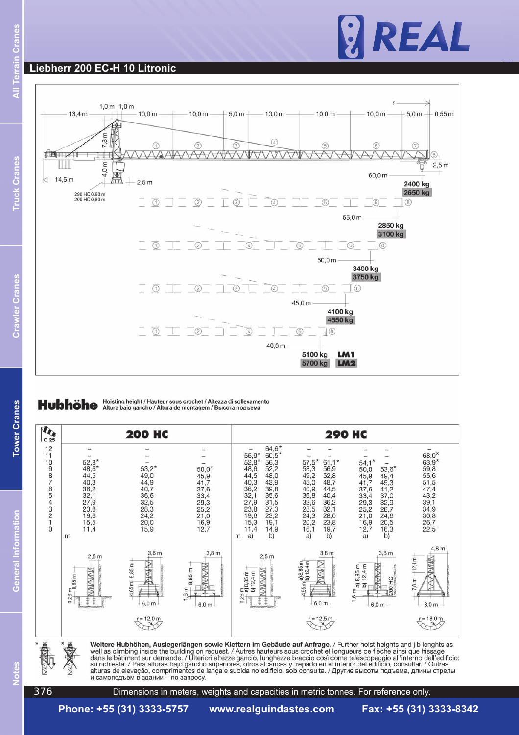# Liebherr 200 EC-H 10 Litronic

13,4 m | 1,0 m | 1,0 m | 10,0 m | 10,0 m | 5,0 m | 10,0 m | 10,0 m | 10,0 m | 5,0 m | 0,55 m

7,8 m | 4,0 m | 14,5 m | 2,5 m | 2,5 m

290 HC 0,80 m
200 HC 0,80 m

| Jib length | LM1 | LM2 |
|---|---|---|
| 60,0 m | 2400 kg | 2650 kg |
| 55,0 m | 2850 kg | 3100 kg |
| 50,0 m | 3400 kg | 3750 kg |
| 45,0 m | 4100 kg | 4550 kg |
| 40,0 m | 5100 kg | 5700 kg |

## Hubhöhe

Hoisting height / Hauteur sous crochet / Altezza di sollevamento
Altura bajo gancho / Altura de montagem / Высота подъема

| C 25 | 200 HC | | | 290 HC | | | | | | |
|---|---|---|---|---|---|---|---|---|---|---|
| | r = 12,0 m | | | r = 12,5 m | | | | | | r = 18,0 m |
| | | | | a) | b) | a) | b) | a) | b) | |
| 12 | – | – | – | – | 64,6* | – | – | – | – | – |
| 11 | – | – | – | 56,9* | 60,5* | – | – | – | – | 68,0* |
| 10 | 52,8* | – | 50,0* | 52,8* | 56,3 | 57,5* | 61,1* | 54,1* | – | 63,9* |
| 9 | 48,6* | 53,2* | 45,9 | 48,6 | 52,2 | 53,3 | 56,9 | 50,0 | 53,6* | 59,8 |
| 8 | 44,5 | 49,0 | 41,7 | 44,5 | 48,0 | 49,2 | 52,8 | 45,9 | 49,4 | 55,6 |
| 7 | 40,3 | 44,9 | 37,6 | 40,3 | 43,9 | 45,0 | 48,7 | 41,7 | 45,3 | 51,5 |
| 6 | 36,2 | 40,7 | 33,4 | 36,2 | 39,8 | 40,9 | 44,5 | 37,6 | 41,2 | 47,4 |
| 5 | 32,1 | 36,6 | 29,3 | 32,1 | 35,6 | 36,8 | 40,4 | 33,4 | 37,0 | 43,2 |
| 4 | 27,9 | 32,5 | 25,2 | 27,9 | 31,5 | 32,6 | 36,2 | 29,3 | 32,9 | 39,1 |
| 3 | 23,8 | 28,3 | 21,0 | 23,8 | 27,3 | 28,5 | 32,1 | 25,2 | 28,7 | 34,9 |
| 2 | 19,6 | 24,2 | 16,9 | 19,6 | 23,2 | 24,3 | 28,0 | 21,0 | 24,6 | 30,8 |
| 1 | 15,5 | 20,0 | 12,7 | 15,3 | 19,1 | 20,2 | 23,8 | 16,9 | 20,5 | 26,7 |
| 0 | 11,4 | 15,9 | | 11,4 | 14,9 | 16,1 | 19,7 | 12,7 | 16,3 | 22,5 |
| m | | | | | | | | | | |

Foundations: 2,5 m / 0,26 m / 8,85 m; 3,8 m / 4,85 m / 8,85 m / 6,0 m; 3,8 m / 1,6 m / 8,85 m / 6,0 m; 2,5 m / 0,26 m / a) 8,85 m / b) 12,4 m; 3,8 m / 4,85 m / a) 8,85 m / b) 12,4 m / 6,0 m; 3,8 m / 1,6 m / a) 8,85 m / b) 12,4 m / 200 HC / 6,0 m; 4,8 m / 7,8 m / 12,4 m / 8,0 m

\* Weitere Hubhöhen, Auslegerlängen sowie Klettern im Gebäude auf Anfrage. / Further hoist heights and jib lenghts as well as climbing inside the building on request. / Ulteriori altezze gancio, lunghezze braccio così come telescopaggio all'interno dell'edificio: su richiesta. / Autres hauteurs sous crochet et longueurs de flèche ainsi que hissage dans le bâtiment sur demande. / Para alturas bajo gancho superiores, otros alcances y trepado en el interior del edificio, consultar. / Outras alturas de elevação, comprimentos de lança e subida no edifício: sob consulta. / Другие высоты подъема, длины стрелы и самоподъем в здании – по запросу.

Dimensions in meters, weights and capacities in metric tonnes. For reference only.

Phone: +55 (31) 3333-5757 www.realguindastes.com Fax: +55 (31) 3333-8342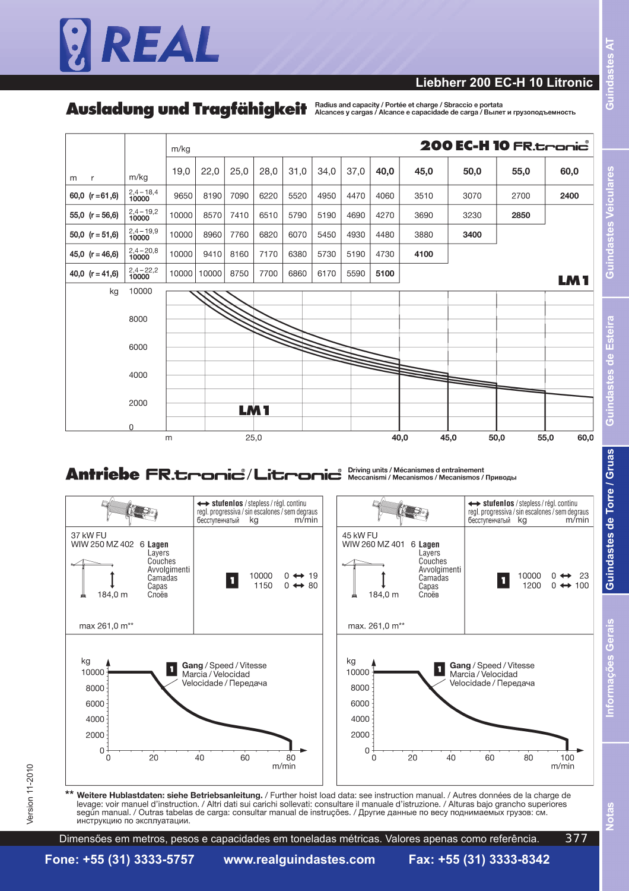## Liebherr 200 EC-H 10 Litronic

## Ausladung und Tragfähigkeit

Radius and capacity / Portée et charge / Sbraccio e portata
Alcances y cargas / Alcance e capacidade de carga / Вылет и грузоподъемность

**200 EC-H 10 FR.tronic®**

| m r | m/kg | 19,0 | 22,0 | 25,0 | 28,0 | 31,0 | 34,0 | 37,0 | **40,0** | **45,0** | **50,0** | **55,0** | **60,0** |
|---|---|---|---|---|---|---|---|---|---|---|---|---|---|
| 60,0 (r = 61,6) | 2,4 – 18,4 **10000** | 9650 | 8190 | 7090 | 6220 | 5520 | 4950 | 4470 | 4060 | 3510 | 3070 | 2700 | **2400** |
| 55,0 (r = 56,6) | 2,4 – 19,2 **10000** | 10000 | 8570 | 7410 | 6510 | 5790 | 5190 | 4690 | 4270 | 3690 | 3230 | **2850** | |
| 50,0 (r = 51,6) | 2,4 – 19,9 **10000** | 10000 | 8960 | 7760 | 6820 | 6070 | 5450 | 4930 | 4480 | 3880 | **3400** | | |
| 45,0 (r = 46,6) | 2,4 – 20,8 **10000** | 10000 | 9410 | 8160 | 7170 | 6380 | 5730 | 5190 | 4730 | **4100** | | | |
| 40,0 (r = 41,6) | 2,4 – 22,2 **10000** | 10000 | 10000 | 8750 | 7700 | 6860 | 6170 | 5590 | **5100** | | | | |

**LM 1**

## Antriebe FR.tronic® / Litronic®

Driving units / Mécanismes d entraînement
Meccanismi / Mecanismos / Mecanismos / Приводы

| 37 kW FU WIW 250 MZ 402 | 6 **Lagen** Layers Couches Avvolgimenti Camadas Capas Слоёв | ↔ **stufenlos** / stepless / régl. continu regl. progressiva / sin escalones / sem degraus бесступенчатый | kg | m/min |
|---|---|---|---|---|
| 184,0 m; max 261,0 m** | | **1** | 10000 | 0 ↔ 19 |
| | | | 1150 | 0 ↔ 80 |

| 45 kW FU WIW 260 MZ 401 | 6 **Lagen** Layers Couches Avvolgimenti Camadas Capas Слоёв | ↔ **stufenlos** / stepless / régl. continu regl. progressiva / sin escalones / sem degraus бесступенчатый | kg | m/min |
|---|---|---|---|---|
| 184,0 m; max. 261,0 m** | | **1** | 10000 | 0 ↔ 23 |
| | | | 1200 | 0 ↔ 100 |

**1** Gang / Speed / Vitesse
Marcia / Velocidad
Velocidade / Передача

** **Weitere Hublastdaten: siehe Betriebsanleitung.** / Further hoist load data: see instruction manual. / Autres données de la charge de levage: voir manuel d'instruction. / Altri dati sui carichi sollevati: consultare il manuale d'istruzione. / Alturas bajo grancho superiores según manual. / Outras tabelas de carga: consultar manual de instruções. / Другие данные по весу поднимаемых грузов: см. инструкцию по эксплуатации.

Version 11-2010

Dimensões em metros, pesos e capacidades em toneladas métricas. Valores apenas como referência.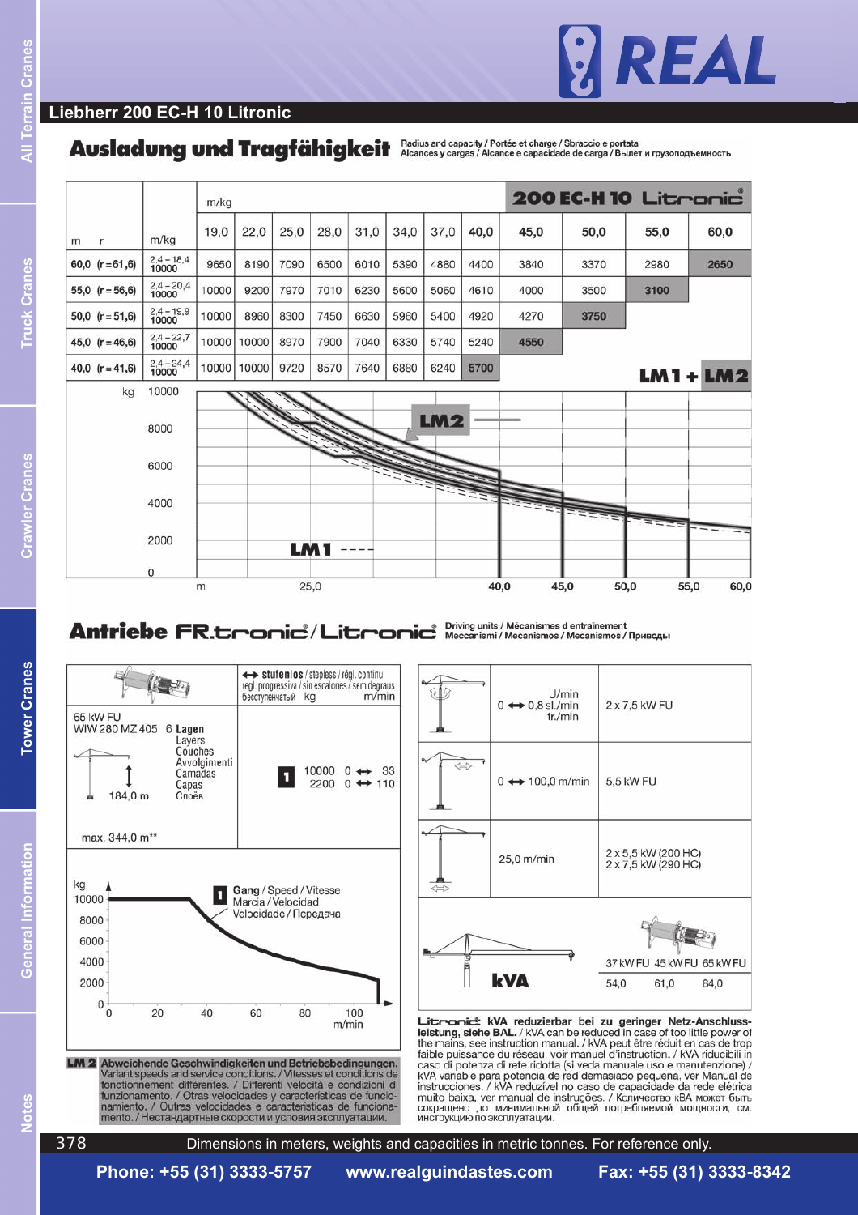## Liebherr 200 EC-H 10 Litronic

### Ausladung und Tragfähigkeit

Radius and capacity / Portée et charge / Sbraccio e portata
Alcances y cargas / Alcance e capacidade de carga / Вылет и грузоподъемность

**200 EC-H 10 Litronic**

| m r | m/kg | 19,0 | 22,0 | 25,0 | 28,0 | 31,0 | 34,0 | 37,0 | 40,0 | 45,0 | 50,0 | 55,0 | 60,0 |
|---|---|---|---|---|---|---|---|---|---|---|---|---|---|
| 60,0 (r = 61,6) | 2,4 – 18,4 10000 | 9650 | 8190 | 7090 | 6500 | 6010 | 5390 | 4880 | 4400 | 3840 | 3370 | 2980 | 2650 |
| 55,0 (r = 56,6) | 2,4 – 20,4 10000 | 10000 | 9200 | 7970 | 7010 | 6230 | 5600 | 5060 | 4610 | 4000 | 3500 | 3100 | |
| 50,0 (r = 51,6) | 2,4 – 19,9 10000 | 10000 | 8960 | 8300 | 7450 | 6630 | 5960 | 5400 | 4920 | 4270 | 3750 | | |
| 45,0 (r = 46,6) | 2,4 – 22,7 10000 | 10000 | 10000 | 8970 | 7900 | 7040 | 6330 | 5740 | 5240 | 4550 | | | |
| 40,0 (r = 41,6) | 2,4 – 24,4 10000 | 10000 | 10000 | 9720 | 8570 | 7640 | 6880 | 6240 | 5700 | | | | |

LM1 + LM2

LM2 ——
LM1 - - - -

### Antriebe FR.tronic®/Litronic®

Driving units / Mécanismes d entraînement
Meccanismi / Mecanismos / Mecanismos / Приводы

65 kW FU
WIW 280 MZ 405 — 6 Lagen / Layers / Couches / Avvolgimenti / Camadas / Capas / Слоёв
184,0 m
max. 344,0 m**

↔ stufenlos / stepless / régl. continu / regl. progressiva / sin escalones / sem degraus / бесступенчатый

| | kg | m/min |
|---|---|---|
| 1 | 10000 | 0 ↔ 33 |
| | 2200 | 0 ↔ 110 |

1 Gang / Speed / Vitesse / Marcia / Velocidad / Velocidade / Передача

| | | |
|---|---|---|
| Slewing | 0 ↔ 0,8 U/min / sl./min / tr./min | 2 x 7,5 kW FU |
| Trolleying | 0 ↔ 100,0 m/min | 5,5 kW FU |
| Travelling | 25,0 m/min | 2 x 5,5 kW (200 HC)<br>2 x 7,5 kW (290 HC) |

| kVA | 37 kW FU | 45 kW FU | 65 kW FU |
|---|---|---|---|
| | 54,0 | 61,0 | 84,0 |

**LM 2** Abweichende Geschwindigkeiten und Betriebsbedingungen. Variant speeds and service conditions. / Vitesses et conditions de fonctionnement différentes. / Differenti velocità e condizioni di funzionamento. / Otras velocidades y características de funcionamiento. / Outras velocidades e características de funcionamento. / Нестандартные скорости и условия эксплуатации.

**Litronic: kVA reduzierbar bei zu geringer Netz-Anschlussleistung, siehe BAL.** / kVA can be reduced in case of too little power of the mains, see instruction manual. / kVA peut être réduit en cas de trop faible puissance du réseau, voir manuel d'instruction. / kVA riducibili in caso di potenza di rete ridotta (si veda manuale uso e manutenzione) / KVA variable para potencia de red demasiado pequeña, ver Manual de instrucciones. / kVA reduzível no caso de capacidade da rede elétrica muito baixa, ver manual de instruções. / Количество кВА может быть сокращено до минимальной общей потребляемой мощности, см. инструкцию по эксплуатации.

Dimensions in meters, weights and capacities in metric tonnes. For reference only.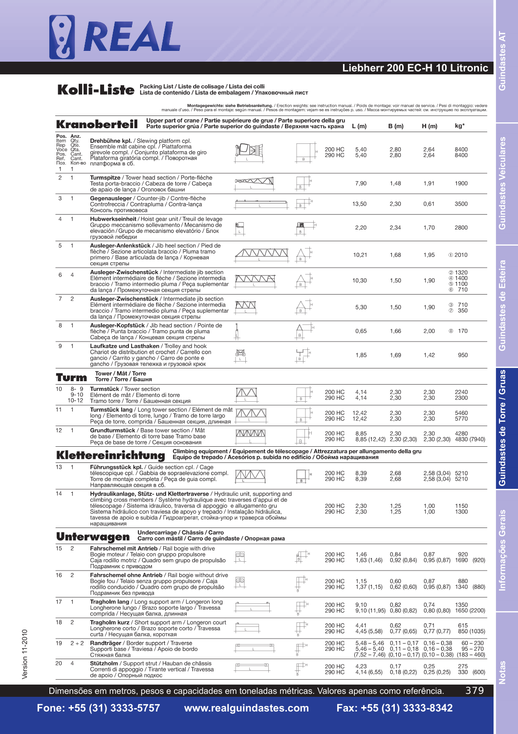# Liebherr 200 EC-H 10 Litronic

## Kolli-Liste

Packing List / Liste de colisage / Lista dei colli
Lista de contenido / Lista de embalagem / Упаковочный лист

**Montagegewichte: siehe Betriebsanleitung.** / Erection weights: see instruction manual. / Poids de montage: voir manuel de service. / Pesi di montaggio: vedere manuale d'uso. / Peso para el montaje: según manual. / Pesos de montagem: vejam-se es instruções p. uso. / Масса монтируемых частей: см. инструкцию по эксплуатации.

### Kranoberteil

Upper part of crane / Partie supérieure de grue / Parte superiore della gru
Parte superior grúa / Parte superior do guindaste / Верхняя часть крана

| Pos. Item Rep Voce Pos. Ref. Поз. | Anz. Qty. Qté. Qta. Cant. Cant. Кол-во | | | L (m) | B (m) | H (m) | kg* |
|---|---|---|---|---|---|---|---|
| 1 | 1 | **Drehbühne kpl.** / Slewing platform cpl. Ensemble mât cabine cpl. / Piattaforma girevole compl. / Conjunto plataforma de giro Plataforma giratória compl. / Поворотная платформа в сб. | 200 HC<br>290 HC | 5,40<br>5,40 | 2,80<br>2,80 | 2,64<br>2,64 | 8400<br>8400 |
| 2 | 1 | **Turmspitze** / Tower head section / Porte-flèche Testa porta-braccio / Cabeza de torre / Cabeça de apoio de lança / Оголовок башни | | 7,90 | 1,48 | 1,91 | 1900 |
| 3 | 1 | **Gegenausleger** / Counter-jib / Contre-flèche Controfreccia / Contrapluma / Contra-lança Консоль противовеса | | 13,50 | 2,30 | 0,61 | 3500 |
| 4 | 1 | **Hubwerkseinheit** / Hoist gear unit / Treuil de levage Gruppo meccanismo sollevamento / Mecanismo de elevación / Grupo de mecanismo elevatório / Блок грузовой лебедки | | 2,20 | 2,34 | 1,70 | 2800 |
| 5 | 1 | **Ausleger-Anlenkstück** / Jib heel section / Pied de flèche / Sezione articolata braccio / Pluma tramo primero / Base articulada de lança / Корневая секция стрелы | | 10,21 | 1,68 | 1,95 | ① 2010 |
| 6 | 4 | **Ausleger-Zwischenstück** / Intermediate jib section Elément intermédiaire de flèche / Sezione intermedia braccio / Tramo intermedio pluma / Peça suplementar da lança / Промежуточная секция стрелы | | 10,30 | 1,50 | 1,90 | ② 1320<br>④ 1400<br>⑤ 1100<br>⑥ 710 |
| 7 | 2 | **Ausleger-Zwischenstück** / Intermediate jib section Elément intermédiaire de flèche / Sezione intermedia braccio / Tramo intermedio pluma / Peça suplementar da lança / Промежуточная секция стрелы | | 5,30 | 1,50 | 1,90 | ③ 710<br>⑦ 350 |
| 8 | 1 | **Ausleger-Kopfstück** / Jib head section / Pointe de flèche / Punta braccio / Tramo punta de pluma Cabeça de lança / Концевая секция стрелы | | 0,65 | 1,66 | 2,00 | ⑧ 170 |
| 9 | 1 | **Laufkatze und Lasthaken** / Trolley and hook Chariot de distribution et crochet / Carrello con gancio / Carrito y gancho / Carro de ponte e gancho / Грузовая тележка и грузовой крюк | | 1,85 | 1,69 | 1,42 | 950 |

### Turm

Tower / Mât / Torre
Torre / Torre / Башня

| Pos. | Anz. | | | L (m) | B (m) | H (m) | kg* |
|---|---|---|---|---|---|---|---|
| 10 | 8- 9<br>9-10<br>10-12 | **Turmstück** / Tower section Elément de mât / Elemento di torre Tramo torre / Torre / Башенная секция | 200 HC<br>290 HC | 4,14<br>4,14 | 2,30<br>2,30 | 2,30<br>2,30 | 2240<br>2300 |
| 11 | 1 | **Turmstück lang** / Long tower section / Elément de mât long / Elemento di torre, lungo / Tramo de torre largo Peça de torre, comprida / Башенная секция, длинная | 200 HC<br>290 HC | 12,42<br>12,42 | 2,30<br>2,30 | 2,30<br>2,30 | 5460<br>5770 |
| 12 | 1 | **Grundturmstück** / Base tower section / Mât de base / Elemento di torre base Tramo base Peça de base de torre / Секция основания | 200 HC<br>290 HC | 8,85<br>8,85 (12,42) | 2,30<br>2,30 (2,30) | 2,30<br>2,30 (2,30) | 4280<br>4830 (7940) |

### Klettereinrichtung

Climbing equipment / Equipement de télescopage / Attrezzatura per allungamento della gru
Equipo de trepado / Acesórios p. subida no edifício / Обойма наращивания

| Pos. | Anz. | | | L (m) | B (m) | H (m) | kg* |
|---|---|---|---|---|---|---|---|
| 13 | 1 | **Führungsstück kpl.** / Guide section cpl. / Cage télescopique cpl. / Gabbia de sopraelevazione compl. Torre de montaje completa / Peça de guia compl. Направляющая секция в сб. | 200 HC<br>290 HC | 8,39<br>8,39 | 2,68<br>2,68 | 2,58 (3,04)<br>2,58 (3,04) | 5210<br>5210 |
| 14 | 1 | **Hydraulikanlage, Stütz- und Klettertraverse** / Hydraulic unit, supporting and climbing cross members / Système hydraulique avec traverses d'appui et de télescopage / Sistema idraulico, traversa di appoggio e allungamento gru Sistema hidráulico con traviesa de apoyo y trepado / Instalação hidráulica, tavessa de apoio e subida / Гидроагрегат, стойка-упор и траверса обоймы наращивания | 200 HC<br>290 HC | 2,30<br>2,30 | 1,25<br>1,25 | 1,00<br>1,00 | 1150<br>1300 |

### Unterwagen

Undercarriage / Châssis / Carro
Carro con mástil / Carro de guindaste / Опорная рама

| Pos. | Anz. | | | L (m) | B (m) | H (m) | kg* |
|---|---|---|---|---|---|---|---|
| 15 | 2 | **Fahrschemel mit Antrieb** / Rail bogie with drive Bogie moteur / Telaio con gruppo propulsore Caja rodillo motriz / Quadro sem grupo de propulsão Подрамник с приводом | 200 HC<br>290 HC | 1,46<br>1,63 (1,46) | 0,84<br>0,92 (0,84) | 0,87<br>0,95 (0,87) | 920<br>1690 (920) |
| 16 | 2 | **Fahrschemel ohne Antrieb** / Rail bogie without drive Bogie fou / Telaio senza gruppo propulsore / Caja rodillo conducido / Quadro com grupo de propulsão Подрамник без привода | 200 HC<br>290 HC | 1,15<br>1,37 (1,15) | 0,60<br>0,62 (0,60) | 0,87<br>0,95 (0,87) | 880<br>1340 (880) |
| 17 | 1 | **Tragholm lang** / Long support arm / Longeron long Longherone lungo / Brazo soporte largo / Travessa comprida / Несущая балка, длинная | 200 HC<br>290 HC | 9,10<br>9,10 (11,95) | 0,82<br>0,80 (0,82) | 0,74<br>0,80 (0,80) | 1350<br>1650 (2200) |
| 18 | 2 | **Tragholm kurz** / Short support arm / Longeron court Longherone corto / Brazo soporte corto / Travessa curta / Несущая балка, короткая | 200 HC<br>290 HC | 4,41<br>4,45 (5,58) | 0,62<br>0,77 (0,65) | 0,71<br>0,77 (0,77) | 615<br>850 (1035) |
| 19 | 2 + 2 | **Randträger** / Border support / Traverse Supporti base / Traviesa / Apoio de bordo Стяжная балка | 200 HC<br>290 HC | 5,48 – 5,46<br>5,46 – 5,40<br>(7,52 – 7,46) | 0,11 – 0,17<br>0,11 – 0,18<br>(0,10 – 0,17) | 0,16 – 0,38<br>0,16 – 0,38<br>(0,10 – 0,38) | 60 – 230<br>95 – 270<br>(183 – 460) |
| 20 | 4 | **Stützholm** / Support strut / Hauban de châssis Correnti di appoggio / Tirante vertical / Travessa de apoio / Опорный подкос | 200 HC<br>290 HC | 4,23<br>4,14 (6,55) | 0,17<br>0,18 (0,22) | 0,25<br>0,25 (0,25) | 275<br>330 (600) |

Dimensões em metros, pesos e capacidades em toneladas métricas. Valores apenas como referência.

Version 11-2010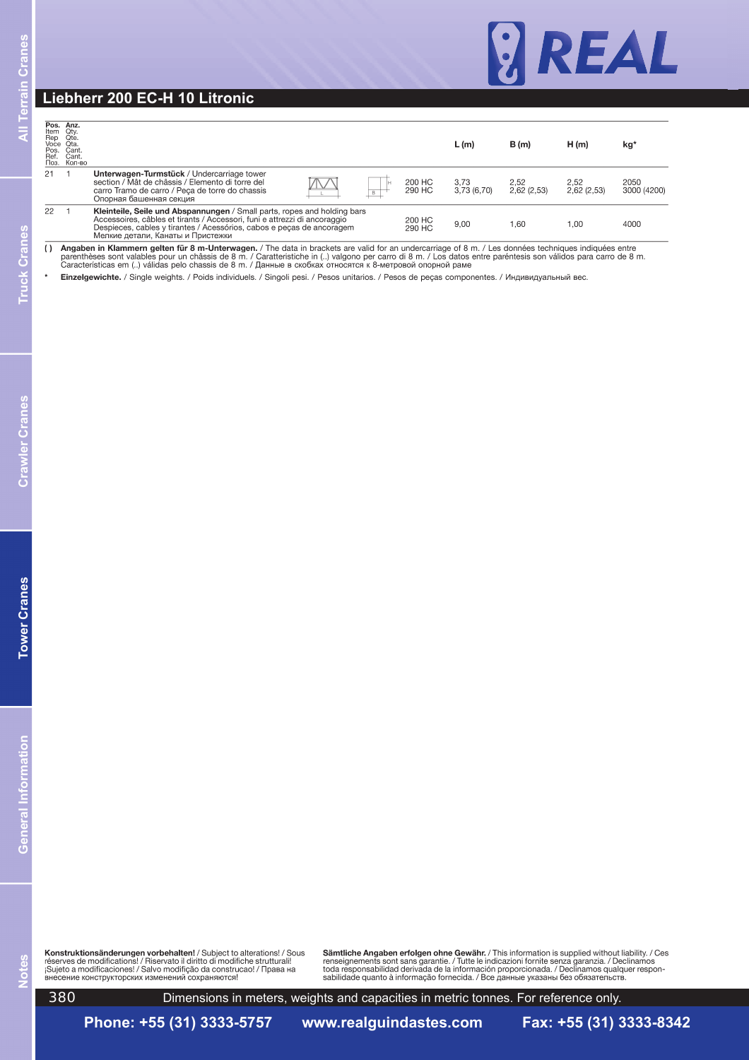## Liebherr 200 EC-H 10 Litronic

| Pos. Item Rep Voce Pos. Ref. Поз. | Anz. Qty. Qté. Qta. Cant. Cant. Кол-во | | | L (m) | B (m) | H (m) | kg* |
|---|---|---|---|---|---|---|---|
| 21 | 1 | **Unterwagen-Turmstück** / Undercarriage tower section / Mât de châssis / Elemento di torre del carro Tramo de carro / Peça de torre do chassis Опорная башенная секция | 200 HC<br>290 HC | 3,73<br>3,73 (6,70) | 2,52<br>2,62 (2,53) | 2,52<br>2,62 (2,53) | 2050<br>3000 (4200) |
| 22 | 1 | **Kleinteile, Seile und Abspannungen** / Small parts, ropes and holding bars Accessoires, câbles et tirants / Accessori, funi e attrezzi di ancoraggio Despieces, cables y tirantes / Acessórios, cabos e peças de ancoragem Мелкие детали, Канаты и Пристежки | 200 HC<br>290 HC | 9,00 | 1,60 | 1,00 | 4000 |

( ) **Angaben in Klammern gelten für 8 m-Unterwagen.** / The data in brackets are valid for an undercarriage of 8 m. / Les données techniques indiquées entre parenthèses sont valables pour un châssis de 8 m. / Caratteristiche in (..) valgono per carro di 8 m. / Los datos entre paréntesis son válidos para carro de 8 m. Características em (..) válidas pelo chassis de 8 m. / Данные в скобках относятся к 8-метровой опорной раме

\* **Einzelgewichte.** / Single weights. / Poids individuels. / Singoli pesi. / Pesos unitarios. / Pesos de peças componentes. / Индивидуальный вес.

**Konstruktionsänderungen vorbehalten!** / Subject to alterations! / Sous réserves de modifications! / Riservato il diritto di modifiche strutturali! ¡Sujeto a modificaciones! / Salvo modifição da construcao! / Права на внесение конструкторских изменений сохраняются!

**Sämtliche Angaben erfolgen ohne Gewähr.** / This information is supplied without liability. / Ces renseignements sont sans garantie. / Tutte le indicazioni fornite senza garanzia. / Declinamos toda responsabilidad derivada de la información proporcionada. / Declinamos qualquer responsabilidade quanto à informação fornecida. / Все данные указаны без обязательств.

Dimensions in meters, weights and capacities in metric tonnes. For reference only.

Phone: +55 (31) 3333-5757 www.realguindastes.com Fax: +55 (31) 3333-8342